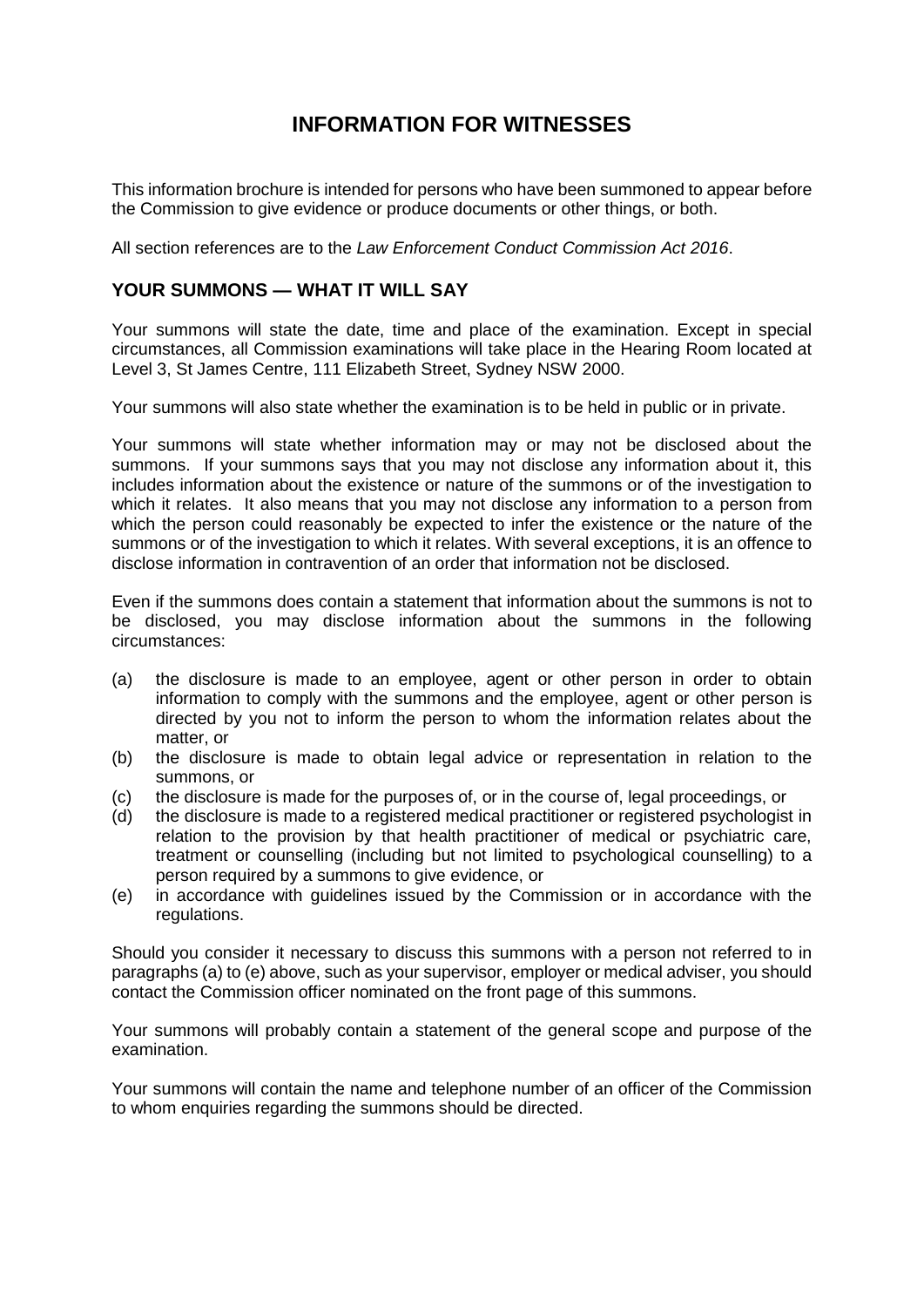# INFORMATION FOR WITNESSES

This information brochure is intended for persons who have been summoned to appear before the Commission to give evidence or produce documents or other things, or both.

All section references are to the *Law Enforcement Conduct Commission Act 2016*.

## YOUR SUMMONS — WHAT IT WILL SAY

Your summons will state the date, time and place of the examination. Except in special circumstances, all Commission examinations will take place in the Hearing Room located at Level 3, St James Centre, 111 Elizabeth Street, Sydney NSW 2000.

Your summons will also state whether the examination is to be held in public or in private.

Your summons will state whether information may or may not be disclosed about the summons. If your summons says that you may not disclose any information about it, this includes information about the existence or nature of the summons or of the investigation to which it relates. It also means that you may not disclose any information to a person from which the person could reasonably be expected to infer the existence or the nature of the summons or of the investigation to which it relates. With several exceptions, it is an offence to disclose information in contravention of an order that information not be disclosed.

Even if the summons does contain a statement that information about the summons is not to be disclosed, you may disclose information about the summons in the following circumstances:

(a) the disclosure is made to an employee, agent or other person in order to obtain information to comply with the summons and the employee, agent or other person is directed by you not to inform the person to whom the information relates about the matter, or
(b) the disclosure is made to obtain legal advice or representation in relation to the summons, or
(c) the disclosure is made for the purposes of, or in the course of, legal proceedings, or
(d) the disclosure is made to a registered medical practitioner or registered psychologist in relation to the provision by that health practitioner of medical or psychiatric care, treatment or counselling (including but not limited to psychological counselling) to a person required by a summons to give evidence, or
(e) in accordance with guidelines issued by the Commission or in accordance with the regulations.

Should you consider it necessary to discuss this summons with a person not referred to in paragraphs (a) to (e) above, such as your supervisor, employer or medical adviser, you should contact the Commission officer nominated on the front page of this summons.

Your summons will probably contain a statement of the general scope and purpose of the examination.

Your summons will contain the name and telephone number of an officer of the Commission to whom enquiries regarding the summons should be directed.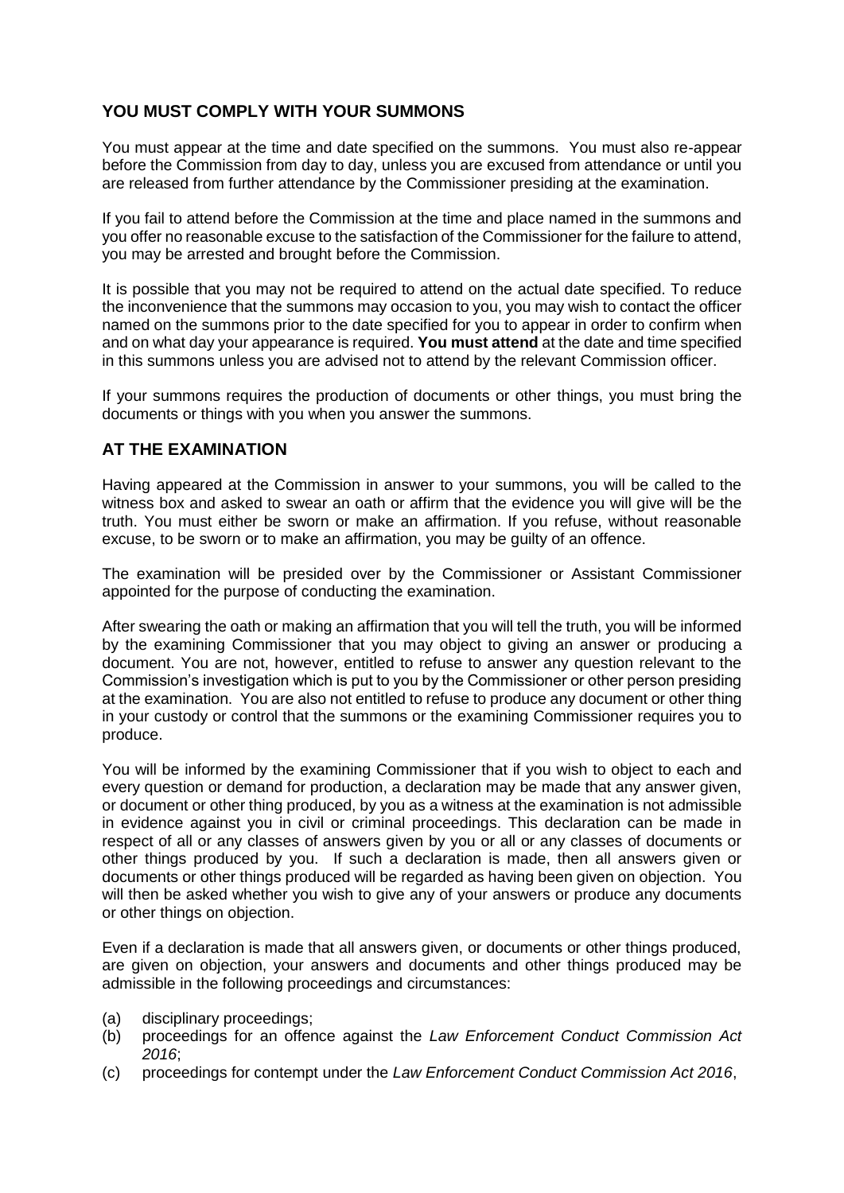## YOU MUST COMPLY WITH YOUR SUMMONS

You must appear at the time and date specified on the summons. You must also re-appear before the Commission from day to day, unless you are excused from attendance or until you are released from further attendance by the Commissioner presiding at the examination.

If you fail to attend before the Commission at the time and place named in the summons and you offer no reasonable excuse to the satisfaction of the Commissioner for the failure to attend, you may be arrested and brought before the Commission.

It is possible that you may not be required to attend on the actual date specified. To reduce the inconvenience that the summons may occasion to you, you may wish to contact the officer named on the summons prior to the date specified for you to appear in order to confirm when and on what day your appearance is required. **You must attend** at the date and time specified in this summons unless you are advised not to attend by the relevant Commission officer.

If your summons requires the production of documents or other things, you must bring the documents or things with you when you answer the summons.

## AT THE EXAMINATION

Having appeared at the Commission in answer to your summons, you will be called to the witness box and asked to swear an oath or affirm that the evidence you will give will be the truth. You must either be sworn or make an affirmation. If you refuse, without reasonable excuse, to be sworn or to make an affirmation, you may be guilty of an offence.

The examination will be presided over by the Commissioner or Assistant Commissioner appointed for the purpose of conducting the examination.

After swearing the oath or making an affirmation that you will tell the truth, you will be informed by the examining Commissioner that you may object to giving an answer or producing a document. You are not, however, entitled to refuse to answer any question relevant to the Commission's investigation which is put to you by the Commissioner or other person presiding at the examination. You are also not entitled to refuse to produce any document or other thing in your custody or control that the summons or the examining Commissioner requires you to produce.

You will be informed by the examining Commissioner that if you wish to object to each and every question or demand for production, a declaration may be made that any answer given, or document or other thing produced, by you as a witness at the examination is not admissible in evidence against you in civil or criminal proceedings. This declaration can be made in respect of all or any classes of answers given by you or all or any classes of documents or other things produced by you. If such a declaration is made, then all answers given or documents or other things produced will be regarded as having been given on objection. You will then be asked whether you wish to give any of your answers or produce any documents or other things on objection.

Even if a declaration is made that all answers given, or documents or other things produced, are given on objection, your answers and documents and other things produced may be admissible in the following proceedings and circumstances:

(a) disciplinary proceedings;
(b) proceedings for an offence against the *Law Enforcement Conduct Commission Act 2016*;
(c) proceedings for contempt under the *Law Enforcement Conduct Commission Act 2016*,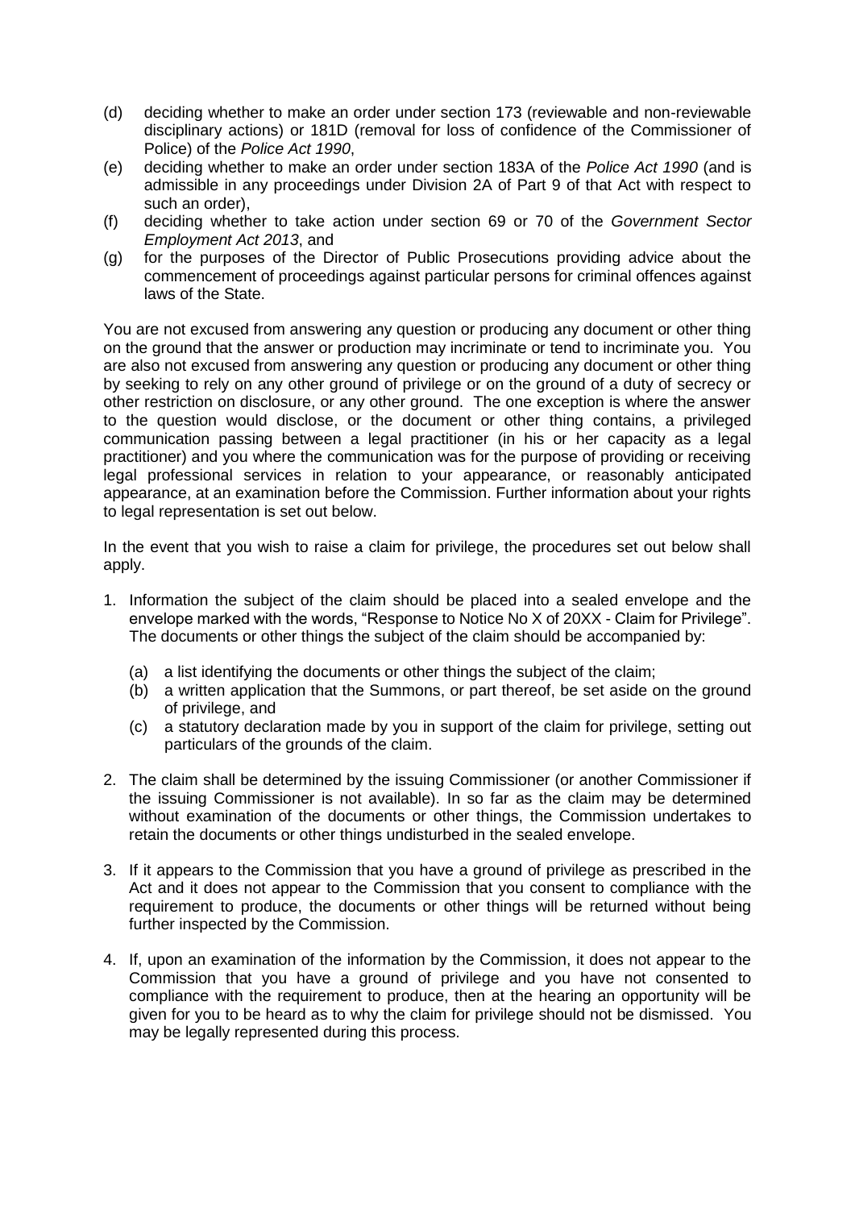(d) deciding whether to make an order under section 173 (reviewable and non-reviewable disciplinary actions) or 181D (removal for loss of confidence of the Commissioner of Police) of the *Police Act 1990*,

(e) deciding whether to make an order under section 183A of the *Police Act 1990* (and is admissible in any proceedings under Division 2A of Part 9 of that Act with respect to such an order),

(f) deciding whether to take action under section 69 or 70 of the *Government Sector Employment Act 2013*, and

(g) for the purposes of the Director of Public Prosecutions providing advice about the commencement of proceedings against particular persons for criminal offences against laws of the State.

You are not excused from answering any question or producing any document or other thing on the ground that the answer or production may incriminate or tend to incriminate you. You are also not excused from answering any question or producing any document or other thing by seeking to rely on any other ground of privilege or on the ground of a duty of secrecy or other restriction on disclosure, or any other ground. The one exception is where the answer to the question would disclose, or the document or other thing contains, a privileged communication passing between a legal practitioner (in his or her capacity as a legal practitioner) and you where the communication was for the purpose of providing or receiving legal professional services in relation to your appearance, or reasonably anticipated appearance, at an examination before the Commission. Further information about your rights to legal representation is set out below.

In the event that you wish to raise a claim for privilege, the procedures set out below shall apply.

1. Information the subject of the claim should be placed into a sealed envelope and the envelope marked with the words, "Response to Notice No X of 20XX - Claim for Privilege". The documents or other things the subject of the claim should be accompanied by:

   (a) a list identifying the documents or other things the subject of the claim;

   (b) a written application that the Summons, or part thereof, be set aside on the ground of privilege, and

   (c) a statutory declaration made by you in support of the claim for privilege, setting out particulars of the grounds of the claim.

2. The claim shall be determined by the issuing Commissioner (or another Commissioner if the issuing Commissioner is not available). In so far as the claim may be determined without examination of the documents or other things, the Commission undertakes to retain the documents or other things undisturbed in the sealed envelope.

3. If it appears to the Commission that you have a ground of privilege as prescribed in the Act and it does not appear to the Commission that you consent to compliance with the requirement to produce, the documents or other things will be returned without being further inspected by the Commission.

4. If, upon an examination of the information by the Commission, it does not appear to the Commission that you have a ground of privilege and you have not consented to compliance with the requirement to produce, then at the hearing an opportunity will be given for you to be heard as to why the claim for privilege should not be dismissed. You may be legally represented during this process.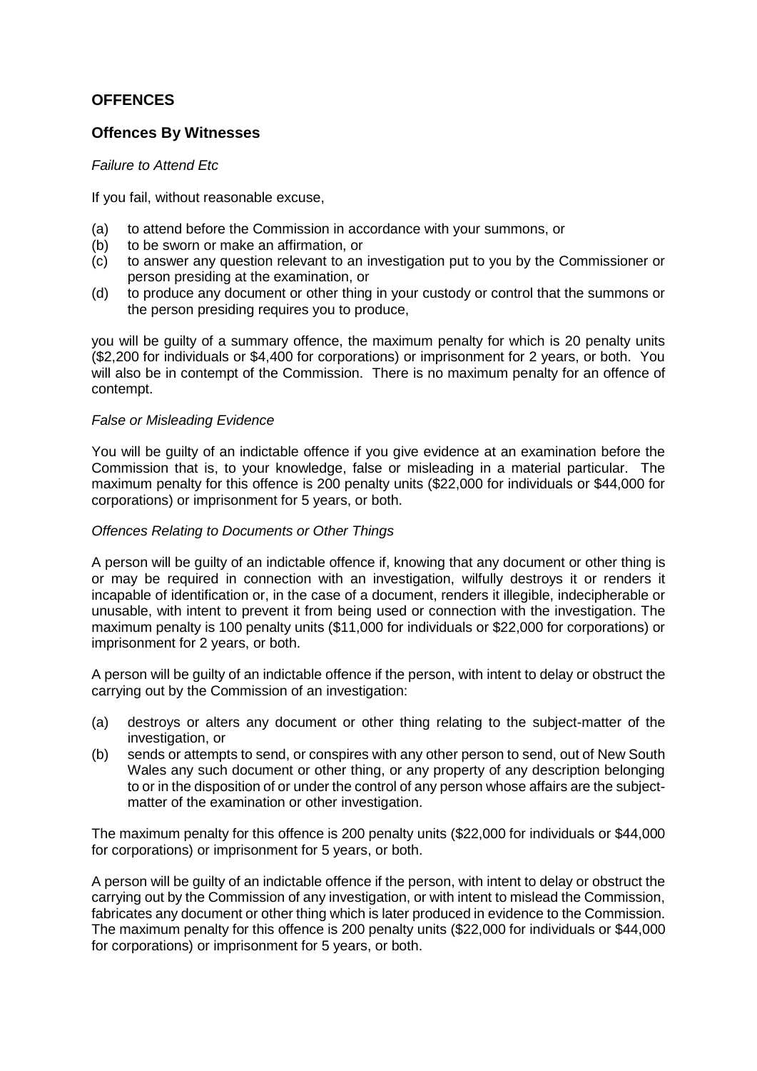## OFFENCES

### Offences By Witnesses

*Failure to Attend Etc*

If you fail, without reasonable excuse,

(a) to attend before the Commission in accordance with your summons, or
(b) to be sworn or make an affirmation, or
(c) to answer any question relevant to an investigation put to you by the Commissioner or person presiding at the examination, or
(d) to produce any document or other thing in your custody or control that the summons or the person presiding requires you to produce,

you will be guilty of a summary offence, the maximum penalty for which is 20 penalty units ($2,200 for individuals or $4,400 for corporations) or imprisonment for 2 years, or both. You will also be in contempt of the Commission. There is no maximum penalty for an offence of contempt.

*False or Misleading Evidence*

You will be guilty of an indictable offence if you give evidence at an examination before the Commission that is, to your knowledge, false or misleading in a material particular. The maximum penalty for this offence is 200 penalty units ($22,000 for individuals or $44,000 for corporations) or imprisonment for 5 years, or both.

*Offences Relating to Documents or Other Things*

A person will be guilty of an indictable offence if, knowing that any document or other thing is or may be required in connection with an investigation, wilfully destroys it or renders it incapable of identification or, in the case of a document, renders it illegible, indecipherable or unusable, with intent to prevent it from being used or connection with the investigation. The maximum penalty is 100 penalty units ($11,000 for individuals or $22,000 for corporations) or imprisonment for 2 years, or both.

A person will be guilty of an indictable offence if the person, with intent to delay or obstruct the carrying out by the Commission of an investigation:

(a) destroys or alters any document or other thing relating to the subject-matter of the investigation, or
(b) sends or attempts to send, or conspires with any other person to send, out of New South Wales any such document or other thing, or any property of any description belonging to or in the disposition of or under the control of any person whose affairs are the subject-matter of the examination or other investigation.

The maximum penalty for this offence is 200 penalty units ($22,000 for individuals or $44,000 for corporations) or imprisonment for 5 years, or both.

A person will be guilty of an indictable offence if the person, with intent to delay or obstruct the carrying out by the Commission of any investigation, or with intent to mislead the Commission, fabricates any document or other thing which is later produced in evidence to the Commission. The maximum penalty for this offence is 200 penalty units ($22,000 for individuals or $44,000 for corporations) or imprisonment for 5 years, or both.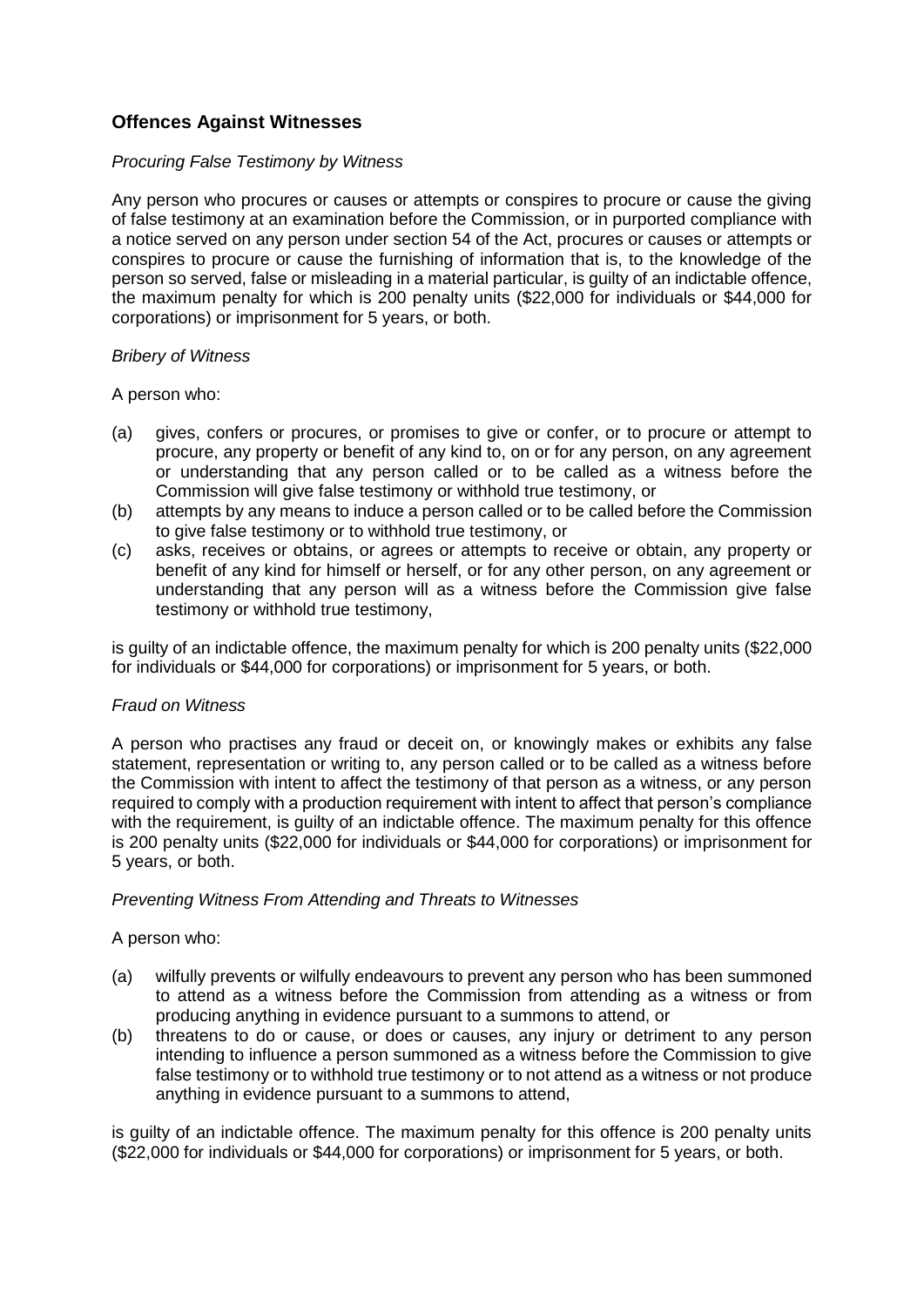## Offences Against Witnesses

*Procuring False Testimony by Witness*

Any person who procures or causes or attempts or conspires to procure or cause the giving of false testimony at an examination before the Commission, or in purported compliance with a notice served on any person under section 54 of the Act, procures or causes or attempts or conspires to procure or cause the furnishing of information that is, to the knowledge of the person so served, false or misleading in a material particular, is guilty of an indictable offence, the maximum penalty for which is 200 penalty units ($22,000 for individuals or $44,000 for corporations) or imprisonment for 5 years, or both.

*Bribery of Witness*

A person who:

(a) gives, confers or procures, or promises to give or confer, or to procure or attempt to procure, any property or benefit of any kind to, on or for any person, on any agreement or understanding that any person called or to be called as a witness before the Commission will give false testimony or withhold true testimony, or
(b) attempts by any means to induce a person called or to be called before the Commission to give false testimony or to withhold true testimony, or
(c) asks, receives or obtains, or agrees or attempts to receive or obtain, any property or benefit of any kind for himself or herself, or for any other person, on any agreement or understanding that any person will as a witness before the Commission give false testimony or withhold true testimony,

is guilty of an indictable offence, the maximum penalty for which is 200 penalty units ($22,000 for individuals or $44,000 for corporations) or imprisonment for 5 years, or both.

*Fraud on Witness*

A person who practises any fraud or deceit on, or knowingly makes or exhibits any false statement, representation or writing to, any person called or to be called as a witness before the Commission with intent to affect the testimony of that person as a witness, or any person required to comply with a production requirement with intent to affect that person's compliance with the requirement, is guilty of an indictable offence. The maximum penalty for this offence is 200 penalty units ($22,000 for individuals or $44,000 for corporations) or imprisonment for 5 years, or both.

*Preventing Witness From Attending and Threats to Witnesses*

A person who:

(a) wilfully prevents or wilfully endeavours to prevent any person who has been summoned to attend as a witness before the Commission from attending as a witness or from producing anything in evidence pursuant to a summons to attend, or
(b) threatens to do or cause, or does or causes, any injury or detriment to any person intending to influence a person summoned as a witness before the Commission to give false testimony or to withhold true testimony or to not attend as a witness or not produce anything in evidence pursuant to a summons to attend,

is guilty of an indictable offence. The maximum penalty for this offence is 200 penalty units ($22,000 for individuals or $44,000 for corporations) or imprisonment for 5 years, or both.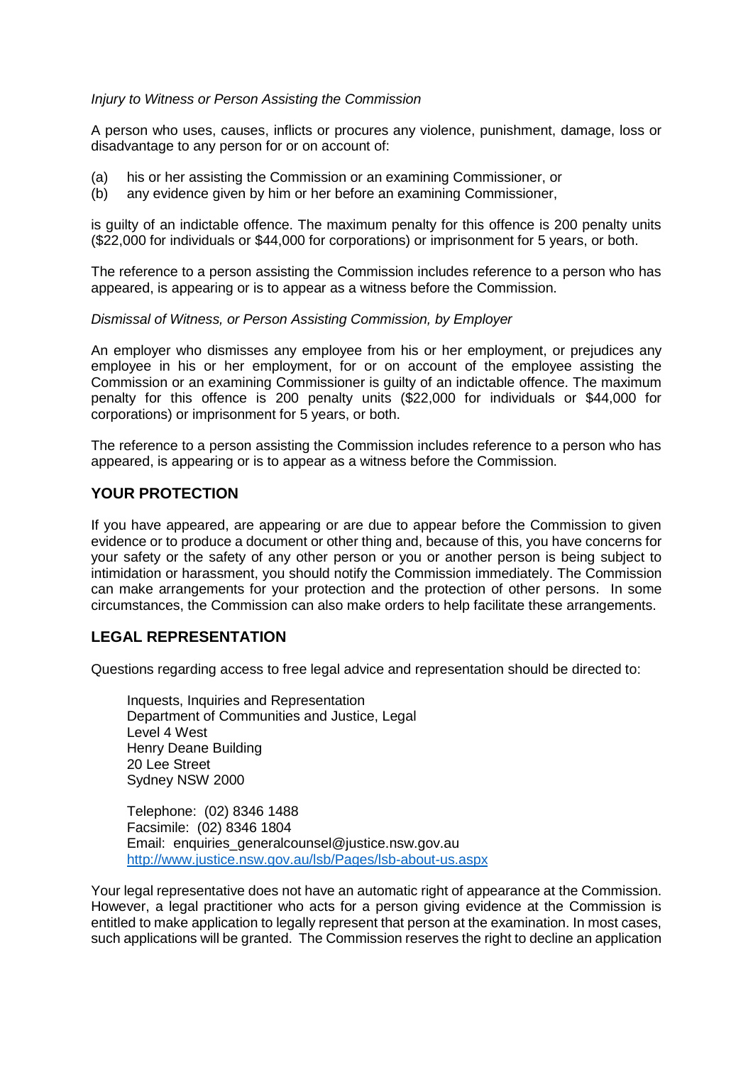*Injury to Witness or Person Assisting the Commission*

A person who uses, causes, inflicts or procures any violence, punishment, damage, loss or disadvantage to any person for or on account of:

(a) his or her assisting the Commission or an examining Commissioner, or
(b) any evidence given by him or her before an examining Commissioner,

is guilty of an indictable offence. The maximum penalty for this offence is 200 penalty units ($22,000 for individuals or $44,000 for corporations) or imprisonment for 5 years, or both.

The reference to a person assisting the Commission includes reference to a person who has appeared, is appearing or is to appear as a witness before the Commission.

*Dismissal of Witness, or Person Assisting Commission, by Employer*

An employer who dismisses any employee from his or her employment, or prejudices any employee in his or her employment, for or on account of the employee assisting the Commission or an examining Commissioner is guilty of an indictable offence. The maximum penalty for this offence is 200 penalty units ($22,000 for individuals or $44,000 for corporations) or imprisonment for 5 years, or both.

The reference to a person assisting the Commission includes reference to a person who has appeared, is appearing or is to appear as a witness before the Commission.

## YOUR PROTECTION

If you have appeared, are appearing or are due to appear before the Commission to given evidence or to produce a document or other thing and, because of this, you have concerns for your safety or the safety of any other person or you or another person is being subject to intimidation or harassment, you should notify the Commission immediately. The Commission can make arrangements for your protection and the protection of other persons. In some circumstances, the Commission can also make orders to help facilitate these arrangements.

## LEGAL REPRESENTATION

Questions regarding access to free legal advice and representation should be directed to:

> Inquests, Inquiries and Representation
> Department of Communities and Justice, Legal
> Level 4 West
> Henry Deane Building
> 20 Lee Street
> Sydney NSW 2000
>
> Telephone: (02) 8346 1488
> Facsimile: (02) 8346 1804
> Email: enquiries_generalcounsel@justice.nsw.gov.au
> [http://www.justice.nsw.gov.au/lsb/Pages/lsb-about-us.aspx](http://www.justice.nsw.gov.au/lsb/Pages/lsb-about-us.aspx)

Your legal representative does not have an automatic right of appearance at the Commission. However, a legal practitioner who acts for a person giving evidence at the Commission is entitled to make application to legally represent that person at the examination. In most cases, such applications will be granted. The Commission reserves the right to decline an application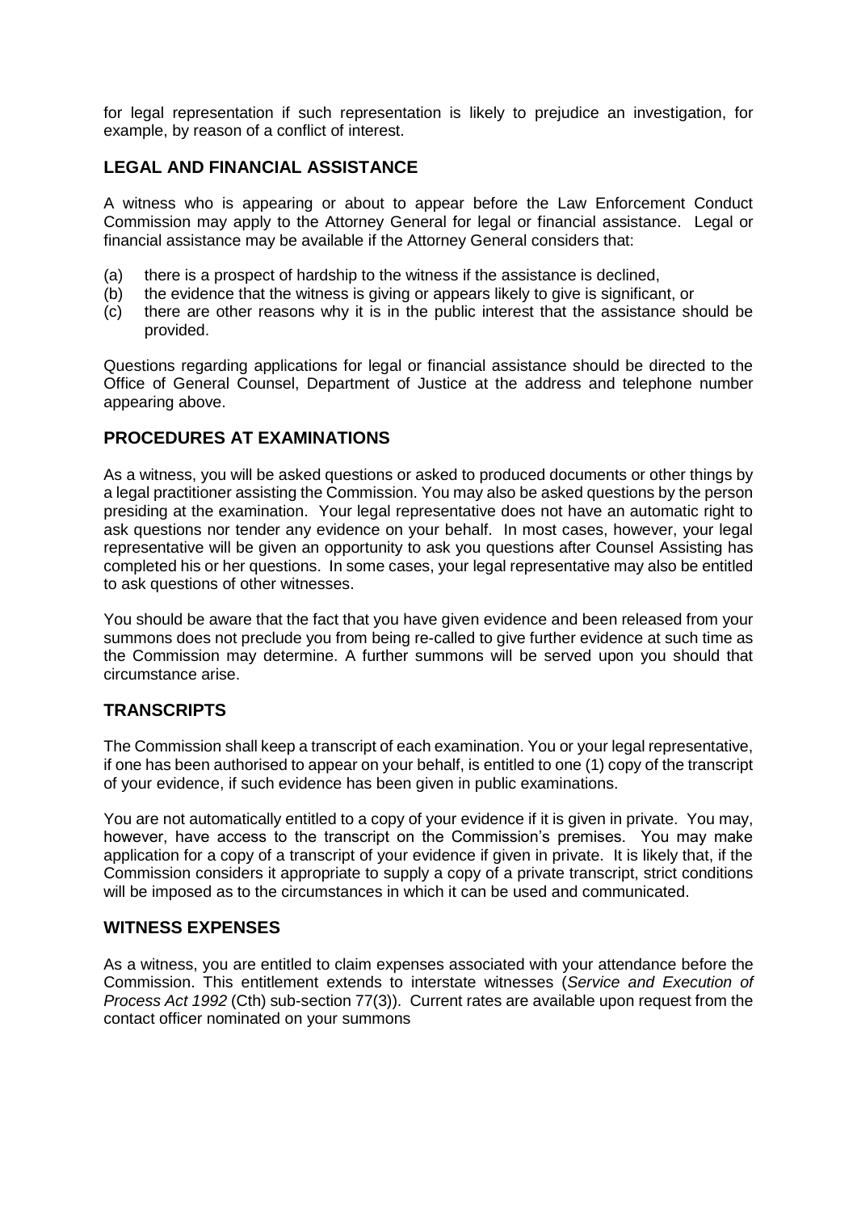for legal representation if such representation is likely to prejudice an investigation, for example, by reason of a conflict of interest.

## LEGAL AND FINANCIAL ASSISTANCE

A witness who is appearing or about to appear before the Law Enforcement Conduct Commission may apply to the Attorney General for legal or financial assistance. Legal or financial assistance may be available if the Attorney General considers that:

(a) there is a prospect of hardship to the witness if the assistance is declined,
(b) the evidence that the witness is giving or appears likely to give is significant, or
(c) there are other reasons why it is in the public interest that the assistance should be provided.

Questions regarding applications for legal or financial assistance should be directed to the Office of General Counsel, Department of Justice at the address and telephone number appearing above.

## PROCEDURES AT EXAMINATIONS

As a witness, you will be asked questions or asked to produced documents or other things by a legal practitioner assisting the Commission. You may also be asked questions by the person presiding at the examination. Your legal representative does not have an automatic right to ask questions nor tender any evidence on your behalf. In most cases, however, your legal representative will be given an opportunity to ask you questions after Counsel Assisting has completed his or her questions. In some cases, your legal representative may also be entitled to ask questions of other witnesses.

You should be aware that the fact that you have given evidence and been released from your summons does not preclude you from being re-called to give further evidence at such time as the Commission may determine. A further summons will be served upon you should that circumstance arise.

## TRANSCRIPTS

The Commission shall keep a transcript of each examination. You or your legal representative, if one has been authorised to appear on your behalf, is entitled to one (1) copy of the transcript of your evidence, if such evidence has been given in public examinations.

You are not automatically entitled to a copy of your evidence if it is given in private. You may, however, have access to the transcript on the Commission's premises. You may make application for a copy of a transcript of your evidence if given in private. It is likely that, if the Commission considers it appropriate to supply a copy of a private transcript, strict conditions will be imposed as to the circumstances in which it can be used and communicated.

## WITNESS EXPENSES

As a witness, you are entitled to claim expenses associated with your attendance before the Commission. This entitlement extends to interstate witnesses (*Service and Execution of Process Act 1992* (Cth) sub-section 77(3)). Current rates are available upon request from the contact officer nominated on your summons